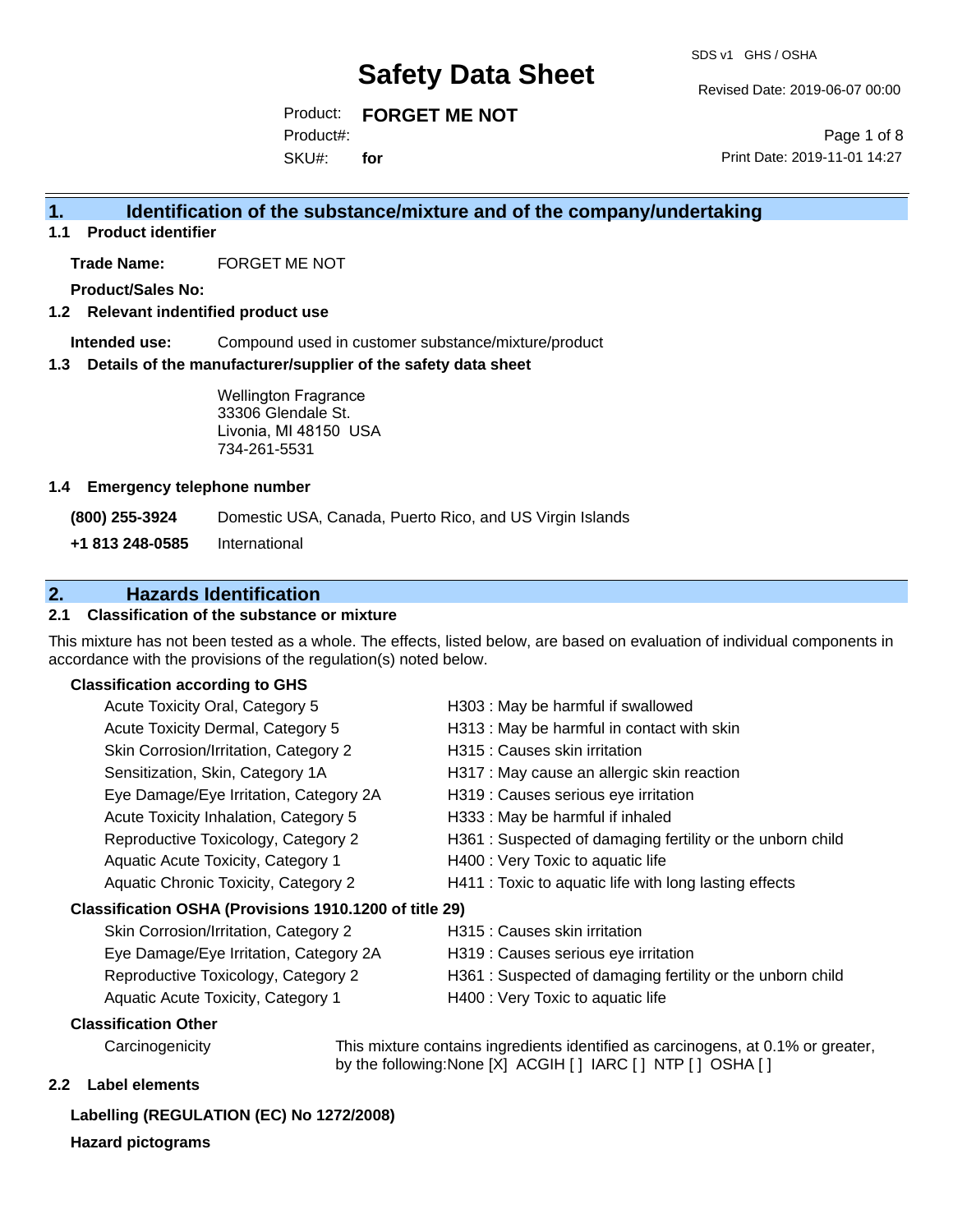# Safety Data Sheet

SDS v1 GHS / OSHA

Revised Date: 2019-06-07 00:00

Product: **FORGET ME NOT**

Product#:

SKU#: **for**

Print Date: 2019-11-01 14:27

## 1. Identification of the substance/mixture and of the company/undertaking

### 1.1 Product identifier

**Trade Name:** FORGET ME NOT

**Product/Sales No:**

### 1.2 Relevant identified product use

**Intended use:** Compound used in customer substance/mixture/product

### 1.3 Details of the manufacturer/supplier of the safety data sheet

Wellington Fragrance
33306 Glendale St.
Livonia, MI 48150 USA
734-261-5531

### 1.4 Emergency telephone number

**(800) 255-3924** Domestic USA, Canada, Puerto Rico, and US Virgin Islands

**+1 813 248-0585** International

## 2. Hazards Identification

### 2.1 Classification of the substance or mixture

This mixture has not been tested as a whole. The effects, listed below, are based on evaluation of individual components in accordance with the provisions of the regulation(s) noted below.

**Classification according to GHS**

| Classification | Hazard Statement |
|---|---|
| Acute Toxicity Oral, Category 5 | H303 : May be harmful if swallowed |
| Acute Toxicity Dermal, Category 5 | H313 : May be harmful in contact with skin |
| Skin Corrosion/Irritation, Category 2 | H315 : Causes skin irritation |
| Sensitization, Skin, Category 1A | H317 : May cause an allergic skin reaction |
| Eye Damage/Eye Irritation, Category 2A | H319 : Causes serious eye irritation |
| Acute Toxicity Inhalation, Category 5 | H333 : May be harmful if inhaled |
| Reproductive Toxicology, Category 2 | H361 : Suspected of damaging fertility or the unborn child |
| Aquatic Acute Toxicity, Category 1 | H400 : Very Toxic to aquatic life |
| Aquatic Chronic Toxicity, Category 2 | H411 : Toxic to aquatic life with long lasting effects |

**Classification OSHA (Provisions 1910.1200 of title 29)**

| Classification | Hazard Statement |
|---|---|
| Skin Corrosion/Irritation, Category 2 | H315 : Causes skin irritation |
| Eye Damage/Eye Irritation, Category 2A | H319 : Causes serious eye irritation |
| Reproductive Toxicology, Category 2 | H361 : Suspected of damaging fertility or the unborn child |
| Aquatic Acute Toxicity, Category 1 | H400 : Very Toxic to aquatic life |

**Classification Other**

Carcinogenicity: This mixture contains ingredients identified as carcinogens, at 0.1% or greater, by the following:None [X] ACGIH [ ] IARC [ ] NTP [ ] OSHA [ ]

### 2.2 Label elements

**Labelling (REGULATION (EC) No 1272/2008)**

**Hazard pictograms**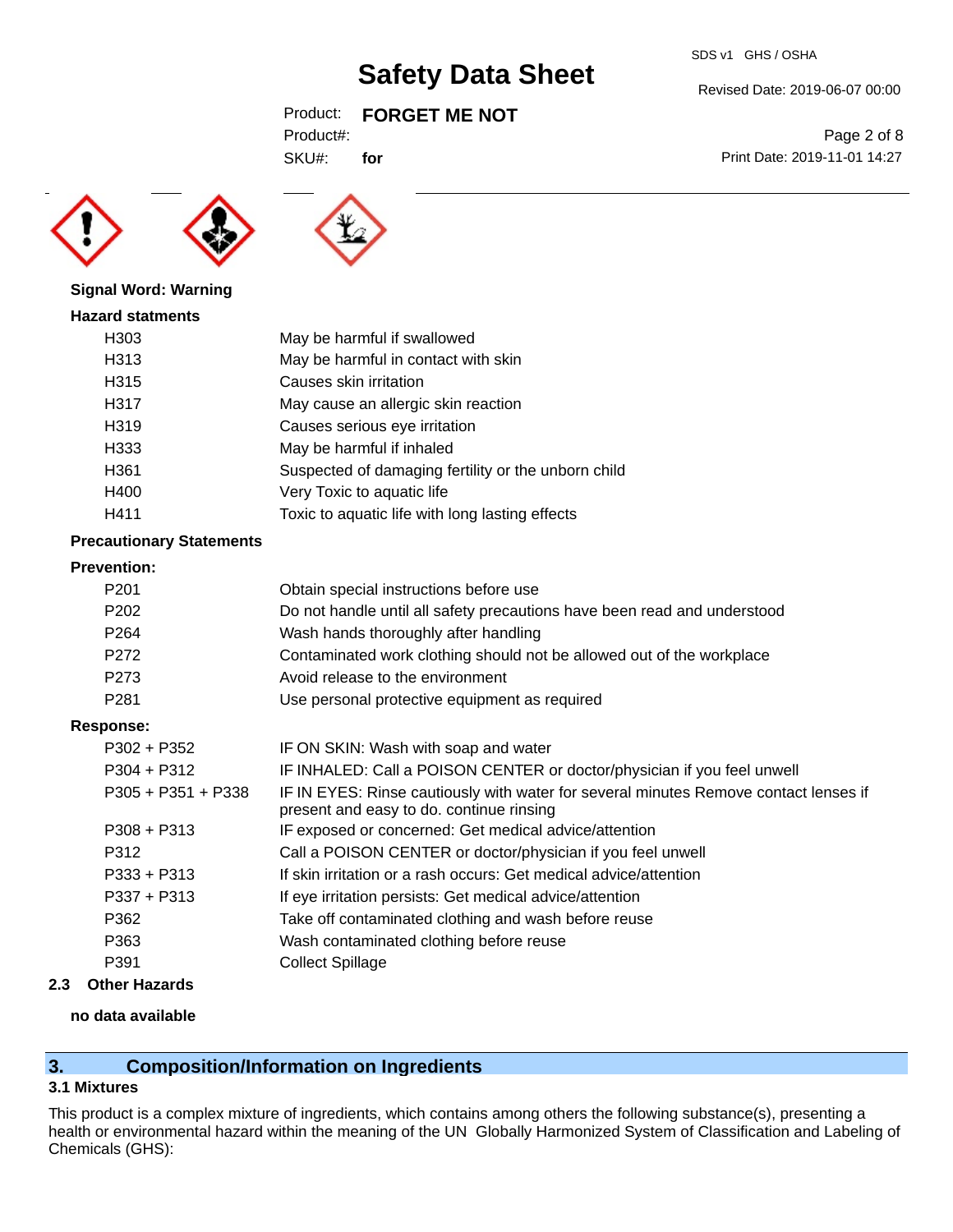**Signal Word: Warning**

**Hazard statments**

| | |
|---|---|
| H303 | May be harmful if swallowed |
| H313 | May be harmful in contact with skin |
| H315 | Causes skin irritation |
| H317 | May cause an allergic skin reaction |
| H319 | Causes serious eye irritation |
| H333 | May be harmful if inhaled |
| H361 | Suspected of damaging fertility or the unborn child |
| H400 | Very Toxic to aquatic life |
| H411 | Toxic to aquatic life with long lasting effects |

**Precautionary Statements**

**Prevention:**

| | |
|---|---|
| P201 | Obtain special instructions before use |
| P202 | Do not handle until all safety precautions have been read and understood |
| P264 | Wash hands thoroughly after handling |
| P272 | Contaminated work clothing should not be allowed out of the workplace |
| P273 | Avoid release to the environment |
| P281 | Use personal protective equipment as required |

**Response:**

| | |
|---|---|
| P302 + P352 | IF ON SKIN: Wash with soap and water |
| P304 + P312 | IF INHALED: Call a POISON CENTER or doctor/physician if you feel unwell |
| P305 + P351 + P338 | IF IN EYES: Rinse cautiously with water for several minutes Remove contact lenses if present and easy to do. continue rinsing |
| P308 + P313 | IF exposed or concerned: Get medical advice/attention |
| P312 | Call a POISON CENTER or doctor/physician if you feel unwell |
| P333 + P313 | If skin irritation or a rash occurs: Get medical advice/attention |
| P337 + P313 | If eye irritation persists: Get medical advice/attention |
| P362 | Take off contaminated clothing and wash before reuse |
| P363 | Wash contaminated clothing before reuse |
| P391 | Collect Spillage |

### 2.3 Other Hazards

**no data available**

## 3. Composition/Information on Ingredients

### 3.1 Mixtures

This product is a complex mixture of ingredients, which contains among others the following substance(s), presenting a health or environmental hazard within the meaning of the UN Globally Harmonized System of Classification and Labeling of Chemicals (GHS):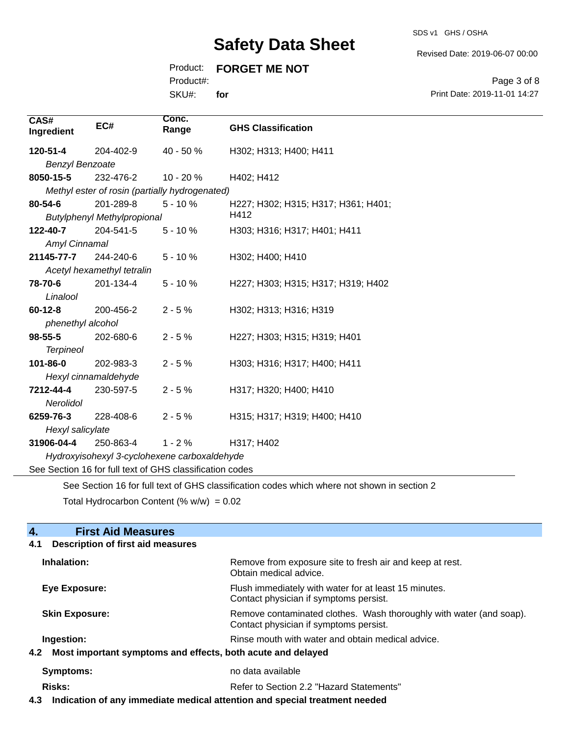| CAS# Ingredient | EC# | Conc. Range | GHS Classification |
|---|---|---|---|
| **120-51-4** | 204-402-9 | 40 - 50 % | H302; H313; H400; H411 |
| *Benzyl Benzoate* | | | |
| **8050-15-5** | 232-476-2 | 10 - 20 % | H402; H412 |
| *Methyl ester of rosin (partially hydrogenated)* | | | |
| **80-54-6** | 201-289-8 | 5 - 10 % | H227; H302; H315; H317; H361; H401; H412 |
| *Butylphenyl Methylpropional* | | | |
| **122-40-7** | 204-541-5 | 5 - 10 % | H303; H316; H317; H401; H411 |
| *Amyl Cinnamal* | | | |
| **21145-77-7** | 244-240-6 | 5 - 10 % | H302; H400; H410 |
| *Acetyl hexamethyl tetralin* | | | |
| **78-70-6** | 201-134-4 | 5 - 10 % | H227; H303; H315; H317; H319; H402 |
| *Linalool* | | | |
| **60-12-8** | 200-456-2 | 2 - 5 % | H302; H313; H316; H319 |
| *phenethyl alcohol* | | | |
| **98-55-5** | 202-680-6 | 2 - 5 % | H227; H303; H315; H319; H401 |
| *Terpineol* | | | |
| **101-86-0** | 202-983-3 | 2 - 5 % | H303; H316; H317; H400; H411 |
| *Hexyl cinnamaldehyde* | | | |
| **7212-44-4** | 230-597-5 | 2 - 5 % | H317; H320; H400; H410 |
| *Nerolidol* | | | |
| **6259-76-3** | 228-408-6 | 2 - 5 % | H315; H317; H319; H400; H410 |
| *Hexyl salicylate* | | | |
| **31906-04-4** | 250-863-4 | 1 - 2 % | H317; H402 |
| *Hydroxyisohexyl 3-cyclohexene carboxaldehyde* | | | |

See Section 16 for full text of GHS classification codes

See Section 16 for full text of GHS classification codes which where not shown in section 2

Total Hydrocarbon Content (% w/w) = 0.02

## 4. First Aid Measures

### 4.1 Description of first aid measures

**Inhalation:** Remove from exposure site to fresh air and keep at rest. Obtain medical advice.

**Eye Exposure:** Flush immediately with water for at least 15 minutes. Contact physician if symptoms persist.

**Skin Exposure:** Remove contaminated clothes. Wash thoroughly with water (and soap). Contact physician if symptoms persist.

**Ingestion:** Rinse mouth with water and obtain medical advice.

### 4.2 Most important symptoms and effects, both acute and delayed

**Symptoms:** no data available

**Risks:** Refer to Section 2.2 "Hazard Statements"

### 4.3 Indication of any immediate medical attention and special treatment needed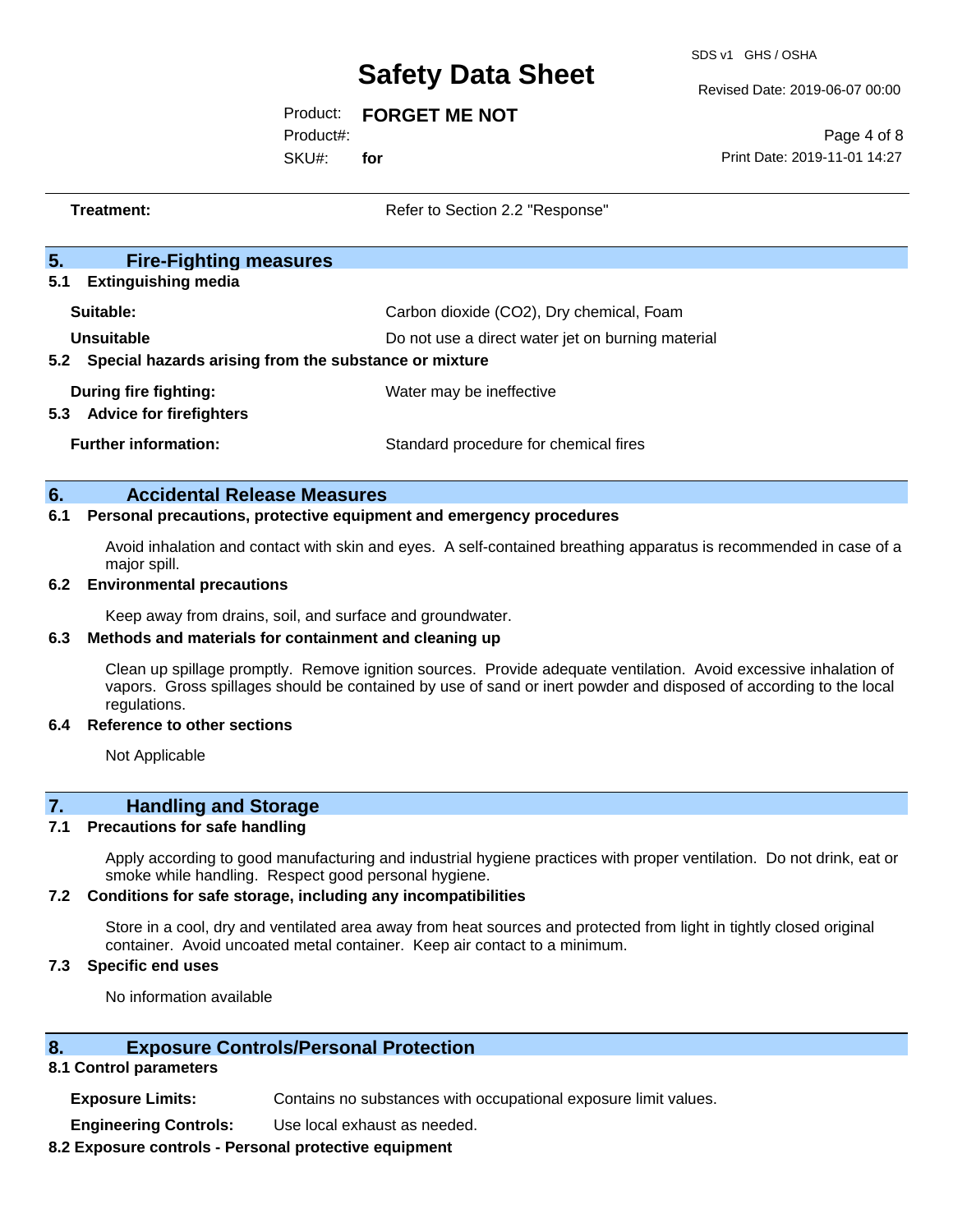**Treatment:** Refer to Section 2.2 "Response"

## 5. Fire-Fighting measures

### 5.1 Extinguishing media

**Suitable:** Carbon dioxide ($CO_2$), Dry chemical, Foam

**Unsuitable** Do not use a direct water jet on burning material

### 5.2 Special hazards arising from the substance or mixture

**During fire fighting:** Water may be ineffective

### 5.3 Advice for firefighters

**Further information:** Standard procedure for chemical fires

## 6. Accidental Release Measures

### 6.1 Personal precautions, protective equipment and emergency procedures

Avoid inhalation and contact with skin and eyes. A self-contained breathing apparatus is recommended in case of a major spill.

### 6.2 Environmental precautions

Keep away from drains, soil, and surface and groundwater.

### 6.3 Methods and materials for containment and cleaning up

Clean up spillage promptly. Remove ignition sources. Provide adequate ventilation. Avoid excessive inhalation of vapors. Gross spillages should be contained by use of sand or inert powder and disposed of according to the local regulations.

### 6.4 Reference to other sections

Not Applicable

## 7. Handling and Storage

### 7.1 Precautions for safe handling

Apply according to good manufacturing and industrial hygiene practices with proper ventilation. Do not drink, eat or smoke while handling. Respect good personal hygiene.

### 7.2 Conditions for safe storage, including any incompatibilities

Store in a cool, dry and ventilated area away from heat sources and protected from light in tightly closed original container. Avoid uncoated metal container. Keep air contact to a minimum.

### 7.3 Specific end uses

No information available

## 8. Exposure Controls/Personal Protection

### 8.1 Control parameters

**Exposure Limits:** Contains no substances with occupational exposure limit values.

**Engineering Controls:** Use local exhaust as needed.

### 8.2 Exposure controls - Personal protective equipment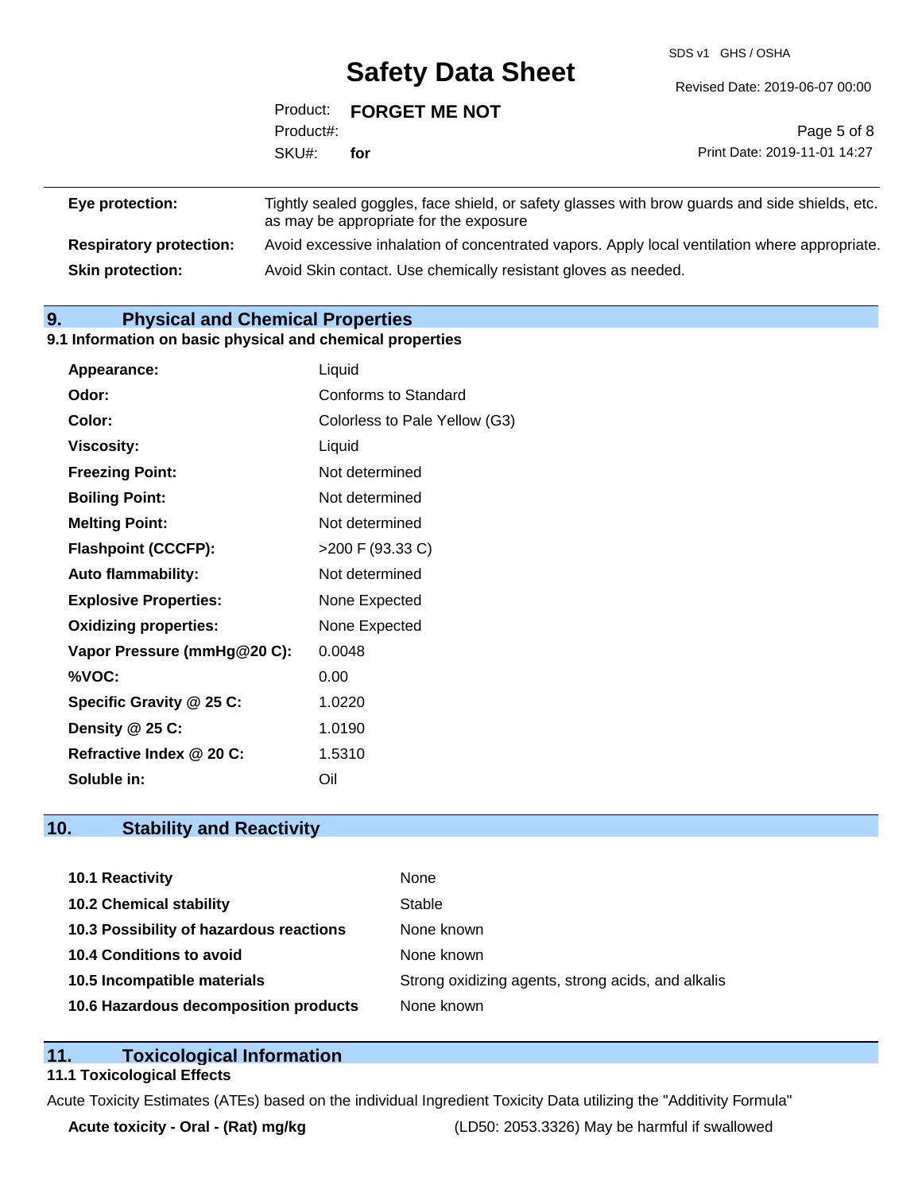| | |
|---|---|
| **Eye protection:** | Tightly sealed goggles, face shield, or safety glasses with brow guards and side shields, etc. as may be appropriate for the exposure |
| **Respiratory protection:** | Avoid excessive inhalation of concentrated vapors. Apply local ventilation where appropriate. |
| **Skin protection:** | Avoid Skin contact. Use chemically resistant gloves as needed. |

## 9. Physical and Chemical Properties

### 9.1 Information on basic physical and chemical properties

| | |
|---|---|
| **Appearance:** | Liquid |
| **Odor:** | Conforms to Standard |
| **Color:** | Colorless to Pale Yellow (G3) |
| **Viscosity:** | Liquid |
| **Freezing Point:** | Not determined |
| **Boiling Point:** | Not determined |
| **Melting Point:** | Not determined |
| **Flashpoint (CCCFP):** | >200 F (93.33 C) |
| **Auto flammability:** | Not determined |
| **Explosive Properties:** | None Expected |
| **Oxidizing properties:** | None Expected |
| **Vapor Pressure (mmHg@20 C):** | 0.0048 |
| **%VOC:** | 0.00 |
| **Specific Gravity @ 25 C:** | 1.0220 |
| **Density @ 25 C:** | 1.0190 |
| **Refractive Index @ 20 C:** | 1.5310 |
| **Soluble in:** | Oil |

## 10. Stability and Reactivity

| | |
|---|---|
| **10.1 Reactivity** | None |
| **10.2 Chemical stability** | Stable |
| **10.3 Possibility of hazardous reactions** | None known |
| **10.4 Conditions to avoid** | None known |
| **10.5 Incompatible materials** | Strong oxidizing agents, strong acids, and alkalis |
| **10.6 Hazardous decomposition products** | None known |

## 11. Toxicological Information

### 11.1 Toxicological Effects

Acute Toxicity Estimates (ATEs) based on the individual Ingredient Toxicity Data utilizing the "Additivity Formula"

| | |
|---|---|
| **Acute toxicity - Oral - (Rat) mg/kg** | (LD50: 2053.3326) May be harmful if swallowed |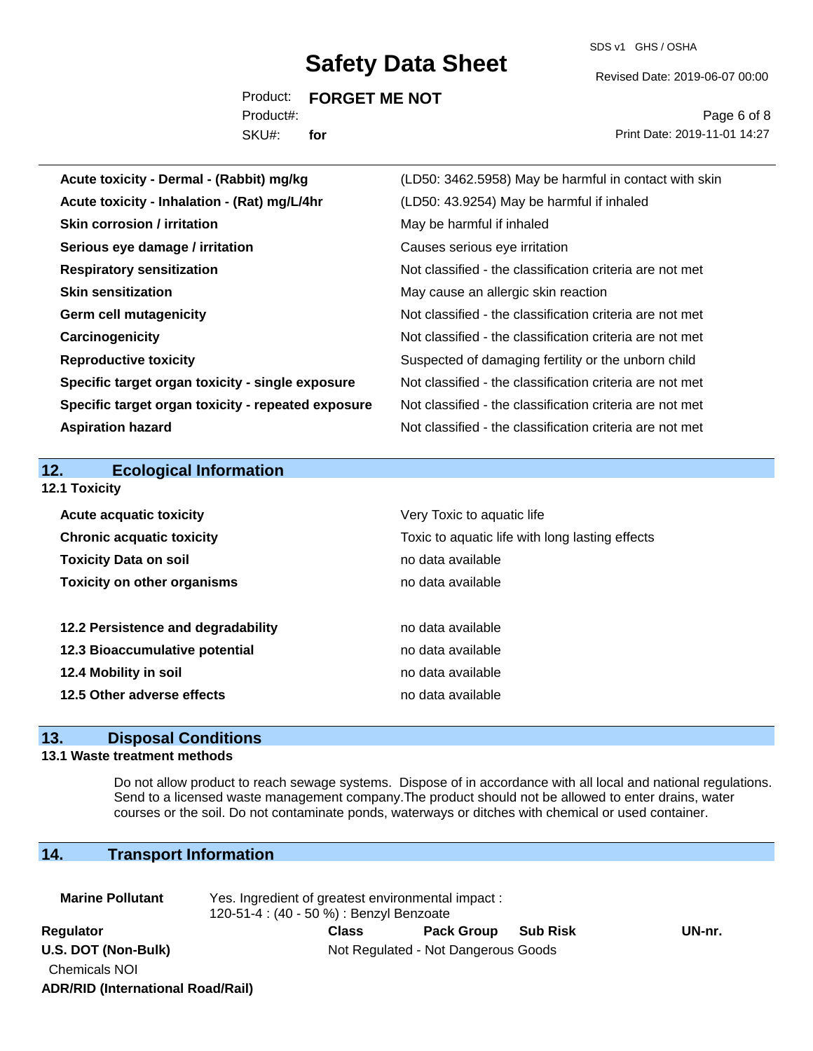| | |
|---|---|
| **Acute toxicity - Dermal - (Rabbit) mg/kg** | (LD50: 3462.5958) May be harmful in contact with skin |
| **Acute toxicity - Inhalation - (Rat) mg/L/4hr** | (LD50: 43.9254) May be harmful if inhaled |
| **Skin corrosion / irritation** | May be harmful if inhaled |
| **Serious eye damage / irritation** | Causes serious eye irritation |
| **Respiratory sensitization** | Not classified - the classification criteria are not met |
| **Skin sensitization** | May cause an allergic skin reaction |
| **Germ cell mutagenicity** | Not classified - the classification criteria are not met |
| **Carcinogenicity** | Not classified - the classification criteria are not met |
| **Reproductive toxicity** | Suspected of damaging fertility or the unborn child |
| **Specific target organ toxicity - single exposure** | Not classified - the classification criteria are not met |
| **Specific target organ toxicity - repeated exposure** | Not classified - the classification criteria are not met |
| **Aspiration hazard** | Not classified - the classification criteria are not met |

## 12. Ecological Information

### 12.1 Toxicity

| | |
|---|---|
| **Acute acquatic toxicity** | Very Toxic to aquatic life |
| **Chronic acquatic toxicity** | Toxic to aquatic life with long lasting effects |
| **Toxicity Data on soil** | no data available |
| **Toxicity on other organisms** | no data available |

| | |
|---|---|
| **12.2 Persistence and degradability** | no data available |
| **12.3 Bioaccumulative potential** | no data available |
| **12.4 Mobility in soil** | no data available |
| **12.5 Other adverse effects** | no data available |

## 13. Disposal Conditions

### 13.1 Waste treatment methods

Do not allow product to reach sewage systems. Dispose of in accordance with all local and national regulations. Send to a licensed waste management company.The product should not be allowed to enter drains, water courses or the soil. Do not contaminate ponds, waterways or ditches with chemical or used container.

## 14. Transport Information

**Marine Pollutant** Yes. Ingredient of greatest environmental impact : 120-51-4 : (40 - 50 %) : Benzyl Benzoate

| Regulator | Class | Pack Group | Sub Risk | UN-nr. |
|---|---|---|---|---|
| **U.S. DOT (Non-Bulk)** | Not Regulated - Not Dangerous Goods | | | |
| Chemicals NOI | | | | |
| **ADR/RID (International Road/Rail)** | | | | |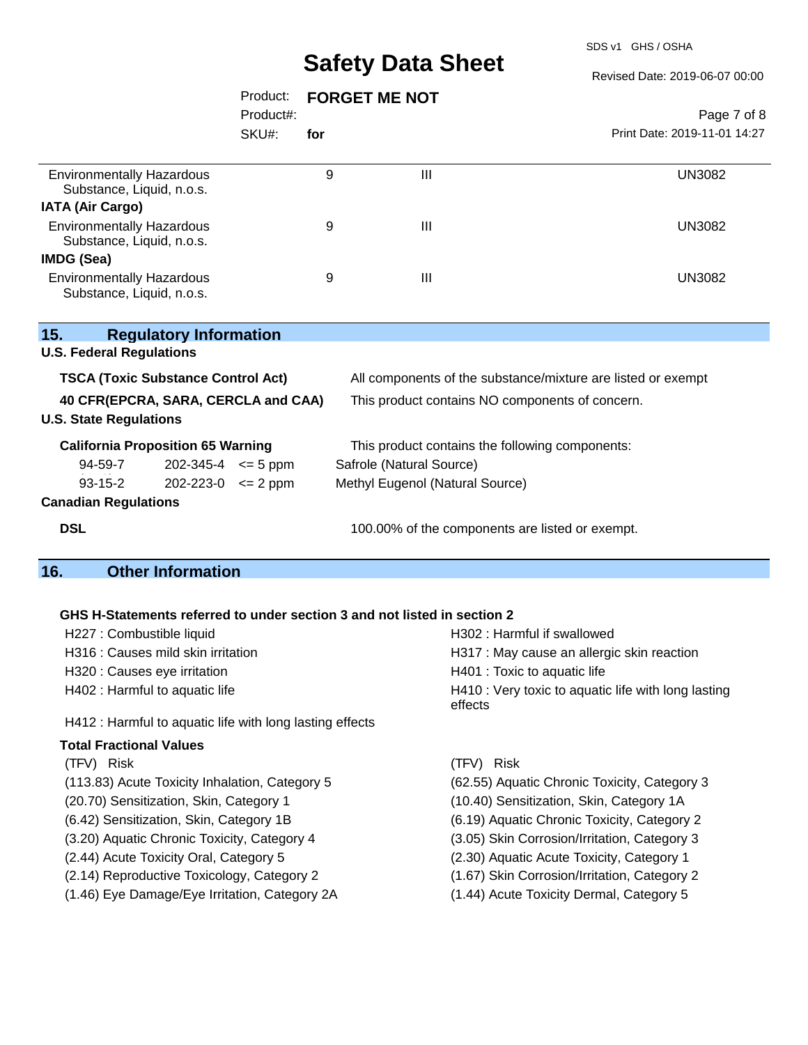| | | | |
|---|---|---|---|
| Environmentally Hazardous Substance, Liquid, n.o.s. | 9 | III | UN3082 |
| **IATA (Air Cargo)** | | | |
| Environmentally Hazardous Substance, Liquid, n.o.s. | 9 | III | UN3082 |
| **IMDG (Sea)** | | | |
| Environmentally Hazardous Substance, Liquid, n.o.s. | 9 | III | UN3082 |

## 15. Regulatory Information

**U.S. Federal Regulations**

| | |
|---|---|
| **TSCA (Toxic Substance Control Act)** | All components of the substance/mixture are listed or exempt |
| **40 CFR(EPCRA, SARA, CERCLA and CAA)** | This product contains NO components of concern. |

**U.S. State Regulations**

**California Proposition 65 Warning** — This product contains the following components:

| | | | |
|---|---|---|---|
| 94-59-7 | 202-345-4 | <= 5 ppm | Safrole (Natural Source) |
| 93-15-2 | 202-223-0 | <= 2 ppm | Methyl Eugenol (Natural Source) |

**Canadian Regulations**

| | |
|---|---|
| **DSL** | 100.00% of the components are listed or exempt. |

## 16. Other Information

**GHS H-Statements referred to under section 3 and not listed in section 2**

- H227 : Combustible liquid
- H302 : Harmful if swallowed
- H316 : Causes mild skin irritation
- H317 : May cause an allergic skin reaction
- H320 : Causes eye irritation
- H401 : Toxic to aquatic life
- H402 : Harmful to aquatic life
- H410 : Very toxic to aquatic life with long lasting effects
- H412 : Harmful to aquatic life with long lasting effects

**Total Fractional Values**

| (TFV) Risk | (TFV) Risk |
|---|---|
| (113.83) Acute Toxicity Inhalation, Category 5 | (62.55) Aquatic Chronic Toxicity, Category 3 |
| (20.70) Sensitization, Skin, Category 1 | (10.40) Sensitization, Skin, Category 1A |
| (6.42) Sensitization, Skin, Category 1B | (6.19) Aquatic Chronic Toxicity, Category 2 |
| (3.20) Aquatic Chronic Toxicity, Category 4 | (3.05) Skin Corrosion/Irritation, Category 3 |
| (2.44) Acute Toxicity Oral, Category 5 | (2.30) Aquatic Acute Toxicity, Category 1 |
| (2.14) Reproductive Toxicology, Category 2 | (1.67) Skin Corrosion/Irritation, Category 2 |
| (1.46) Eye Damage/Eye Irritation, Category 2A | (1.44) Acute Toxicity Dermal, Category 5 |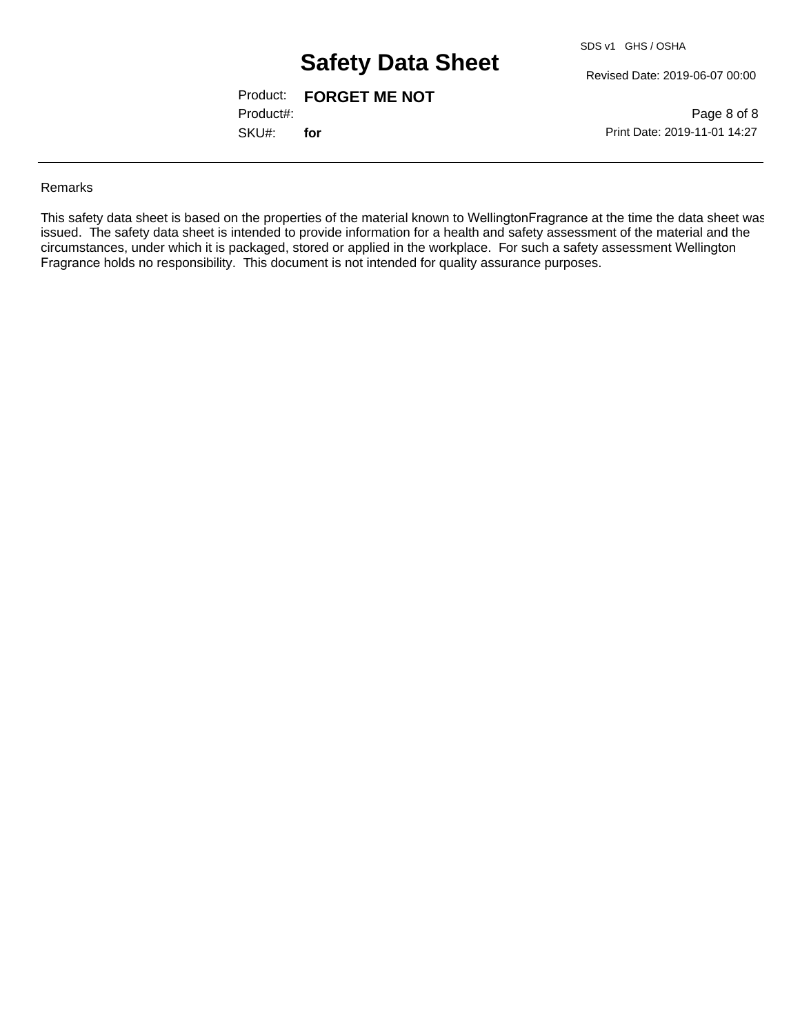Remarks

This safety data sheet is based on the properties of the material known to WellingtonFragrance at the time the data sheet was issued. The safety data sheet is intended to provide information for a health and safety assessment of the material and the circumstances, under which it is packaged, stored or applied in the workplace. For such a safety assessment Wellington Fragrance holds no responsibility. This document is not intended for quality assurance purposes.